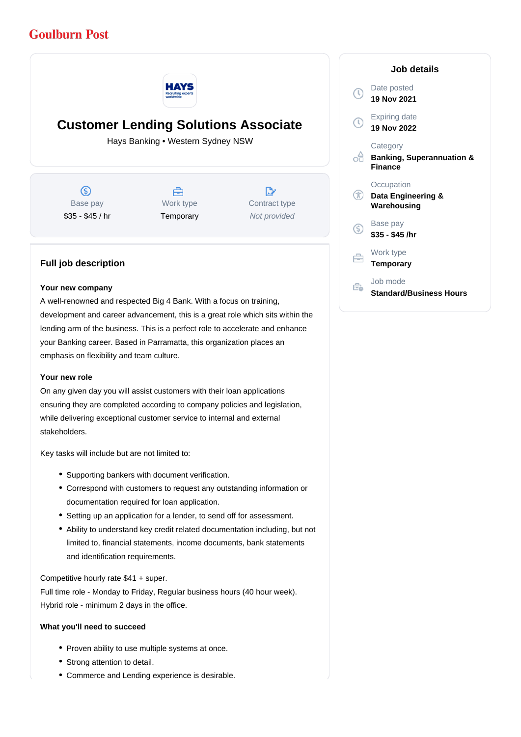Goulburn Post

# Customer Lending Solutions Associate

Hays Banking • Western Sydney NSW

| Base pay | Work type | Contract type |
|---|---|---|
| $35 - $45 / hr | Temporary | *Not provided* |

## Full job description

**Your new company**

A well-renowned and respected Big 4 Bank. With a focus on training, development and career advancement, this is a great role which sits within the lending arm of the business. This is a perfect role to accelerate and enhance your Banking career. Based in Parramatta, this organization places an emphasis on flexibility and team culture.

**Your new role**

On any given day you will assist customers with their loan applications ensuring they are completed according to company policies and legislation, while delivering exceptional customer service to internal and external stakeholders.

Key tasks will include but are not limited to:

- Supporting bankers with document verification.
- Correspond with customers to request any outstanding information or documentation required for loan application.
- Setting up an application for a lender, to send off for assessment.
- Ability to understand key credit related documentation including, but not limited to, financial statements, income documents, bank statements and identification requirements.

Competitive hourly rate $41 + super.
Full time role - Monday to Friday, Regular business hours (40 hour week).
Hybrid role - minimum 2 days in the office.

**What you'll need to succeed**

- Proven ability to use multiple systems at once.
- Strong attention to detail.
- Commerce and Lending experience is desirable.

## Job details

Date posted
**19 Nov 2021**

Expiring date
**19 Nov 2022**

Category
**Banking, Superannuation & Finance**

Occupation
**Data Engineering & Warehousing**

Base pay
**$35 - $45 /hr**

Work type
**Temporary**

Job mode
**Standard/Business Hours**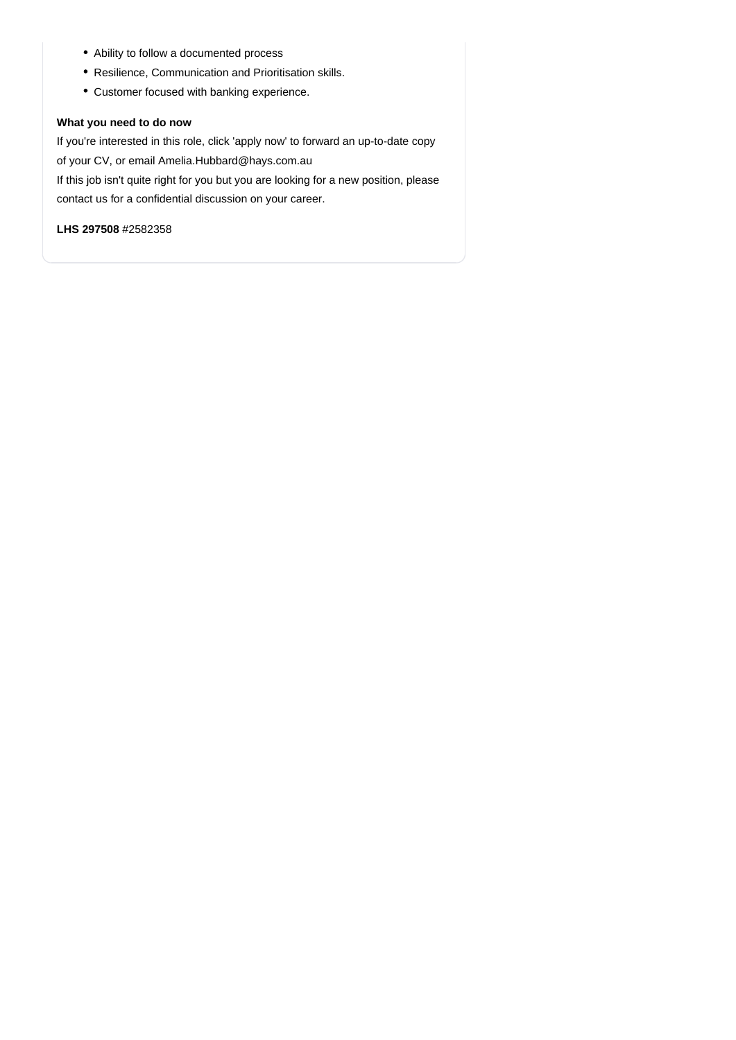- Ability to follow a documented process
- Resilience, Communication and Prioritisation skills.
- Customer focused with banking experience.

**What you need to do now**

If you're interested in this role, click 'apply now' to forward an up-to-date copy of your CV, or email Amelia.Hubbard@hays.com.au
If this job isn't quite right for you but you are looking for a new position, please contact us for a confidential discussion on your career.

**LHS 297508** #2582358